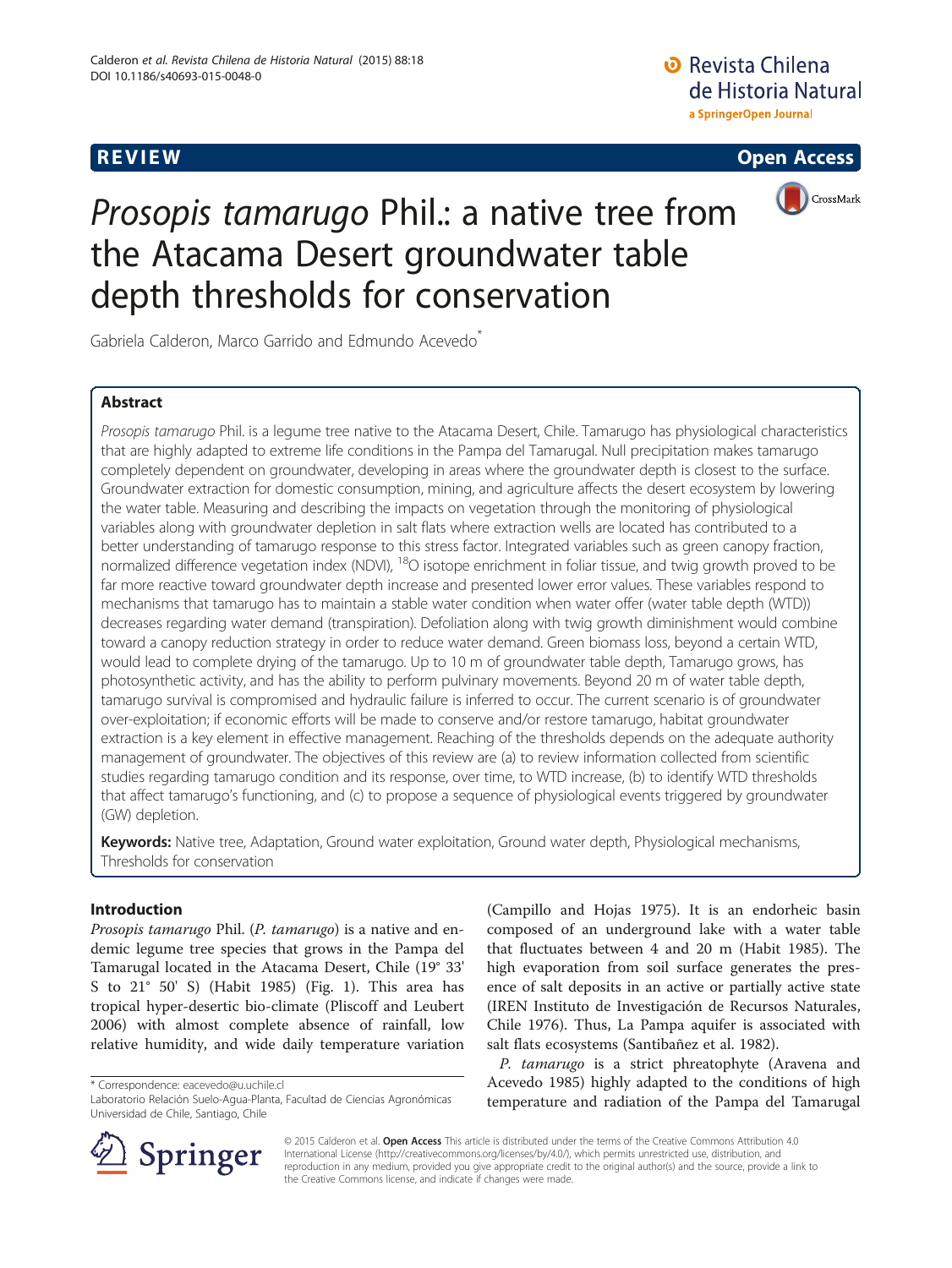**REVIEW** **Open Access**

# *Prosopis tamarugo* Phil.: a native tree from the Atacama Desert groundwater table depth thresholds for conservation

Gabriela Calderon, Marco Garrido and Edmundo Acevedo*

## Abstract

*Prosopis tamarugo* Phil. is a legume tree native to the Atacama Desert, Chile. Tamarugo has physiological characteristics that are highly adapted to extreme life conditions in the Pampa del Tamarugal. Null precipitation makes tamarugo completely dependent on groundwater, developing in areas where the groundwater depth is closest to the surface. Groundwater extraction for domestic consumption, mining, and agriculture affects the desert ecosystem by lowering the water table. Measuring and describing the impacts on vegetation through the monitoring of physiological variables along with groundwater depletion in salt flats where extraction wells are located has contributed to a better understanding of tamarugo response to this stress factor. Integrated variables such as green canopy fraction, normalized difference vegetation index (NDVI), $^{18}O$ isotope enrichment in foliar tissue, and twig growth proved to be far more reactive toward groundwater depth increase and presented lower error values. These variables respond to mechanisms that tamarugo has to maintain a stable water condition when water offer (water table depth (WTD)) decreases regarding water demand (transpiration). Defoliation along with twig growth diminishment would combine toward a canopy reduction strategy in order to reduce water demand. Green biomass loss, beyond a certain WTD, would lead to complete drying of the tamarugo. Up to 10 m of groundwater table depth, Tamarugo grows, has photosynthetic activity, and has the ability to perform pulvinary movements. Beyond 20 m of water table depth, tamarugo survival is compromised and hydraulic failure is inferred to occur. The current scenario is of groundwater over-exploitation; if economic efforts will be made to conserve and/or restore tamarugo, habitat groundwater extraction is a key element in effective management. Reaching of the thresholds depends on the adequate authority management of groundwater. The objectives of this review are (a) to review information collected from scientific studies regarding tamarugo condition and its response, over time, to WTD increase, (b) to identify WTD thresholds that affect tamarugo's functioning, and (c) to propose a sequence of physiological events triggered by groundwater (GW) depletion.

**Keywords:** Native tree, Adaptation, Ground water exploitation, Ground water depth, Physiological mechanisms, Thresholds for conservation

## Introduction

*Prosopis tamarugo* Phil. (*P. tamarugo*) is a native and endemic legume tree species that grows in the Pampa del Tamarugal located in the Atacama Desert, Chile (19° 33' S to 21° 50' S) (Habit 1985) (Fig. 1). This area has tropical hyper-desertic bio-climate (Pliscoff and Leubert 2006) with almost complete absence of rainfall, low relative humidity, and wide daily temperature variation (Campillo and Hojas 1975). It is an endorheic basin composed of an underground lake with a water table that fluctuates between 4 and 20 m (Habit 1985). The high evaporation from soil surface generates the presence of salt deposits in an active or partially active state (IREN Instituto de Investigación de Recursos Naturales, Chile 1976). Thus, La Pampa aquifer is associated with salt flats ecosystems (Santibañez et al. 1982).

*P. tamarugo* is a strict phreatophyte (Aravena and Acevedo 1985) highly adapted to the conditions of high temperature and radiation of the Pampa del Tamarugal

\* Correspondence: eacevedo@u.uchile.cl
Laboratorio Relación Suelo-Agua-Planta, Facultad de Ciencias Agronómicas Universidad de Chile, Santiago, Chile

© 2015 Calderon et al. **Open Access** This article is distributed under the terms of the Creative Commons Attribution 4.0 International License (http://creativecommons.org/licenses/by/4.0/), which permits unrestricted use, distribution, and reproduction in any medium, provided you give appropriate credit to the original author(s) and the source, provide a link to the Creative Commons license, and indicate if changes were made.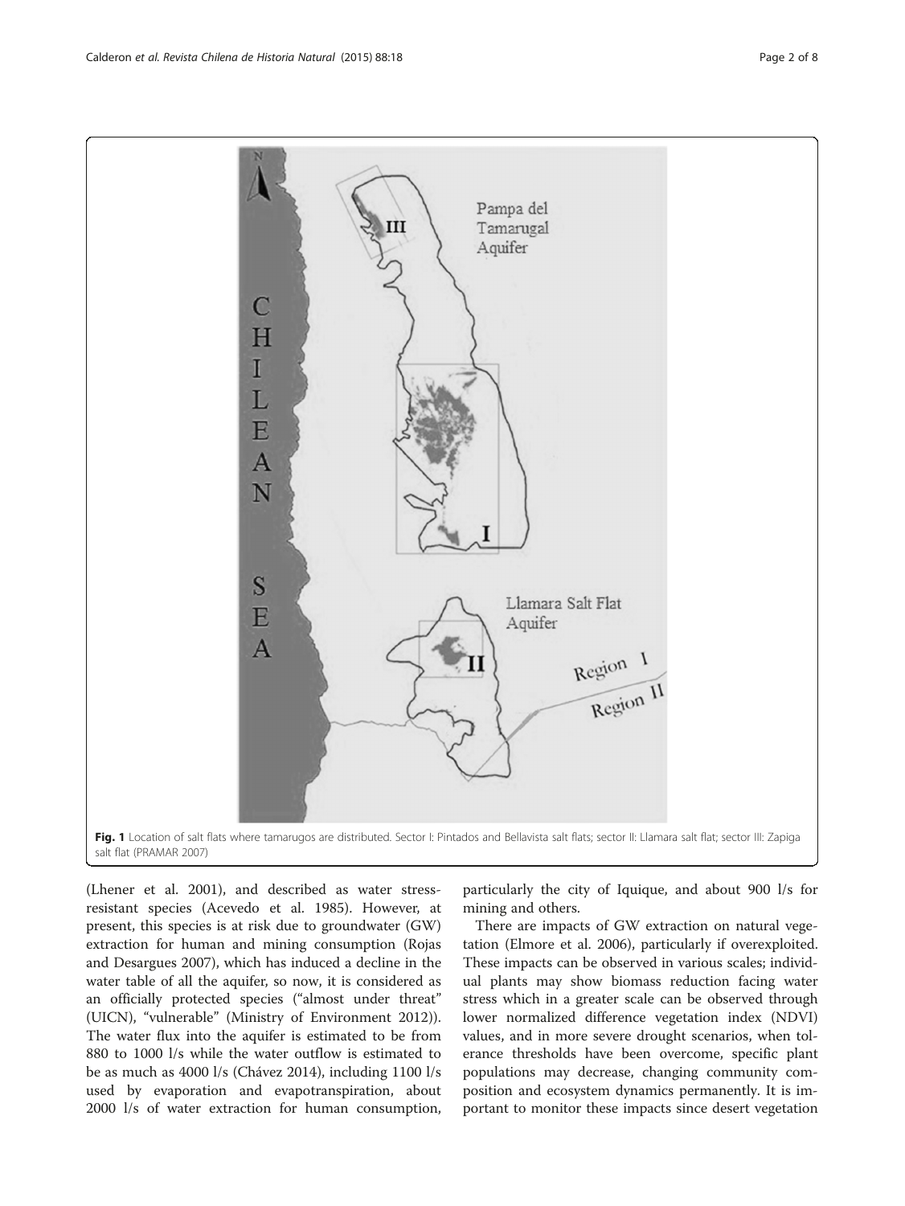Fig. 1 Location of salt flats where tamarugos are distributed. Sector I: Pintados and Bellavista salt flats; sector II: Llamara salt flat; sector III: Zapiga salt flat (PRAMAR 2007)

(Lhener et al. 2001), and described as water stress-resistant species (Acevedo et al. 1985). However, at present, this species is at risk due to groundwater (GW) extraction for human and mining consumption (Rojas and Desargues 2007), which has induced a decline in the water table of all the aquifer, so now, it is considered as an officially protected species ("almost under threat" (UICN), "vulnerable" (Ministry of Environment 2012)). The water flux into the aquifer is estimated to be from 880 to 1000 l/s while the water outflow is estimated to be as much as 4000 l/s (Chávez 2014), including 1100 l/s used by evaporation and evapotranspiration, about 2000 l/s of water extraction for human consumption, particularly the city of Iquique, and about 900 l/s for mining and others.

There are impacts of GW extraction on natural vegetation (Elmore et al. 2006), particularly if overexploited. These impacts can be observed in various scales; individual plants may show biomass reduction facing water stress which in a greater scale can be observed through lower normalized difference vegetation index (NDVI) values, and in more severe drought scenarios, when tolerance thresholds have been overcome, specific plant populations may decrease, changing community composition and ecosystem dynamics permanently. It is important to monitor these impacts since desert vegetation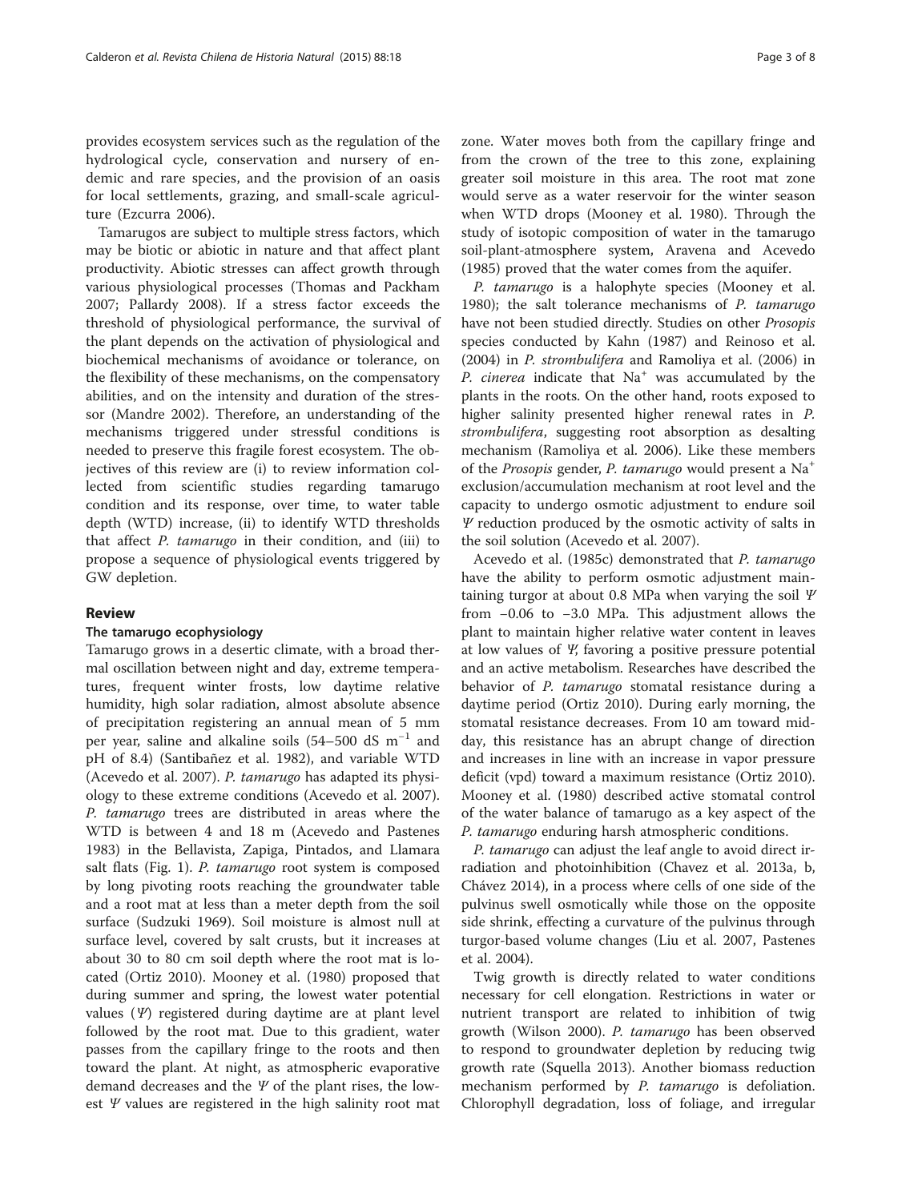provides ecosystem services such as the regulation of the hydrological cycle, conservation and nursery of endemic and rare species, and the provision of an oasis for local settlements, grazing, and small-scale agriculture (Ezcurra 2006).

Tamarugos are subject to multiple stress factors, which may be biotic or abiotic in nature and that affect plant productivity. Abiotic stresses can affect growth through various physiological processes (Thomas and Packham 2007; Pallardy 2008). If a stress factor exceeds the threshold of physiological performance, the survival of the plant depends on the activation of physiological and biochemical mechanisms of avoidance or tolerance, on the flexibility of these mechanisms, on the compensatory abilities, and on the intensity and duration of the stressor (Mandre 2002). Therefore, an understanding of the mechanisms triggered under stressful conditions is needed to preserve this fragile forest ecosystem. The objectives of this review are (i) to review information collected from scientific studies regarding tamarugo condition and its response, over time, to water table depth (WTD) increase, (ii) to identify WTD thresholds that affect *P. tamarugo* in their condition, and (iii) to propose a sequence of physiological events triggered by GW depletion.

## Review

### The tamarugo ecophysiology

Tamarugo grows in a desertic climate, with a broad thermal oscillation between night and day, extreme temperatures, frequent winter frosts, low daytime relative humidity, high solar radiation, almost absolute absence of precipitation registering an annual mean of 5 mm per year, saline and alkaline soils (54–500 dS $m^{-1}$ and pH of 8.4) (Santibañez et al. 1982), and variable WTD (Acevedo et al. 2007). *P. tamarugo* has adapted its physiology to these extreme conditions (Acevedo et al. 2007). *P. tamarugo* trees are distributed in areas where the WTD is between 4 and 18 m (Acevedo and Pastenes 1983) in the Bellavista, Zapiga, Pintados, and Llamara salt flats (Fig. 1). *P. tamarugo* root system is composed by long pivoting roots reaching the groundwater table and a root mat at less than a meter depth from the soil surface (Sudzuki 1969). Soil moisture is almost null at surface level, covered by salt crusts, but it increases at about 30 to 80 cm soil depth where the root mat is located (Ortiz 2010). Mooney et al. (1980) proposed that during summer and spring, the lowest water potential values ($\Psi$) registered during daytime are at plant level followed by the root mat. Due to this gradient, water passes from the capillary fringe to the roots and then toward the plant. At night, as atmospheric evaporative demand decreases and the $\Psi$ of the plant rises, the lowest $\Psi$ values are registered in the high salinity root mat zone. Water moves both from the capillary fringe and from the crown of the tree to this zone, explaining greater soil moisture in this area. The root mat zone would serve as a water reservoir for the winter season when WTD drops (Mooney et al. 1980). Through the study of isotopic composition of water in the tamarugo soil-plant-atmosphere system, Aravena and Acevedo (1985) proved that the water comes from the aquifer.

*P. tamarugo* is a halophyte species (Mooney et al. 1980); the salt tolerance mechanisms of *P. tamarugo* have not been studied directly. Studies on other *Prosopis* species conducted by Kahn (1987) and Reinoso et al. (2004) in *P. strombulifera* and Ramoliya et al. (2006) in *P. cinerea* indicate that $Na^{+}$ was accumulated by the plants in the roots. On the other hand, roots exposed to higher salinity presented higher renewal rates in *P. strombulifera*, suggesting root absorption as desalting mechanism (Ramoliya et al. 2006). Like these members of the *Prosopis* gender, *P. tamarugo* would present a $Na^{+}$ exclusion/accumulation mechanism at root level and the capacity to undergo osmotic adjustment to endure soil $\Psi$ reduction produced by the osmotic activity of salts in the soil solution (Acevedo et al. 2007).

Acevedo et al. (1985c) demonstrated that *P. tamarugo* have the ability to perform osmotic adjustment maintaining turgor at about 0.8 MPa when varying the soil $\Psi$ from −0.06 to −3.0 MPa. This adjustment allows the plant to maintain higher relative water content in leaves at low values of $\Psi$, favoring a positive pressure potential and an active metabolism. Researches have described the behavior of *P. tamarugo* stomatal resistance during a daytime period (Ortiz 2010). During early morning, the stomatal resistance decreases. From 10 am toward midday, this resistance has an abrupt change of direction and increases in line with an increase in vapor pressure deficit (vpd) toward a maximum resistance (Ortiz 2010). Mooney et al. (1980) described active stomatal control of the water balance of tamarugo as a key aspect of the *P. tamarugo* enduring harsh atmospheric conditions.

*P. tamarugo* can adjust the leaf angle to avoid direct irradiation and photoinhibition (Chavez et al. 2013a, b, Chávez 2014), in a process where cells of one side of the pulvinus swell osmotically while those on the opposite side shrink, effecting a curvature of the pulvinus through turgor-based volume changes (Liu et al. 2007, Pastenes et al. 2004).

Twig growth is directly related to water conditions necessary for cell elongation. Restrictions in water or nutrient transport are related to inhibition of twig growth (Wilson 2000). *P. tamarugo* has been observed to respond to groundwater depletion by reducing twig growth rate (Squella 2013). Another biomass reduction mechanism performed by *P. tamarugo* is defoliation. Chlorophyll degradation, loss of foliage, and irregular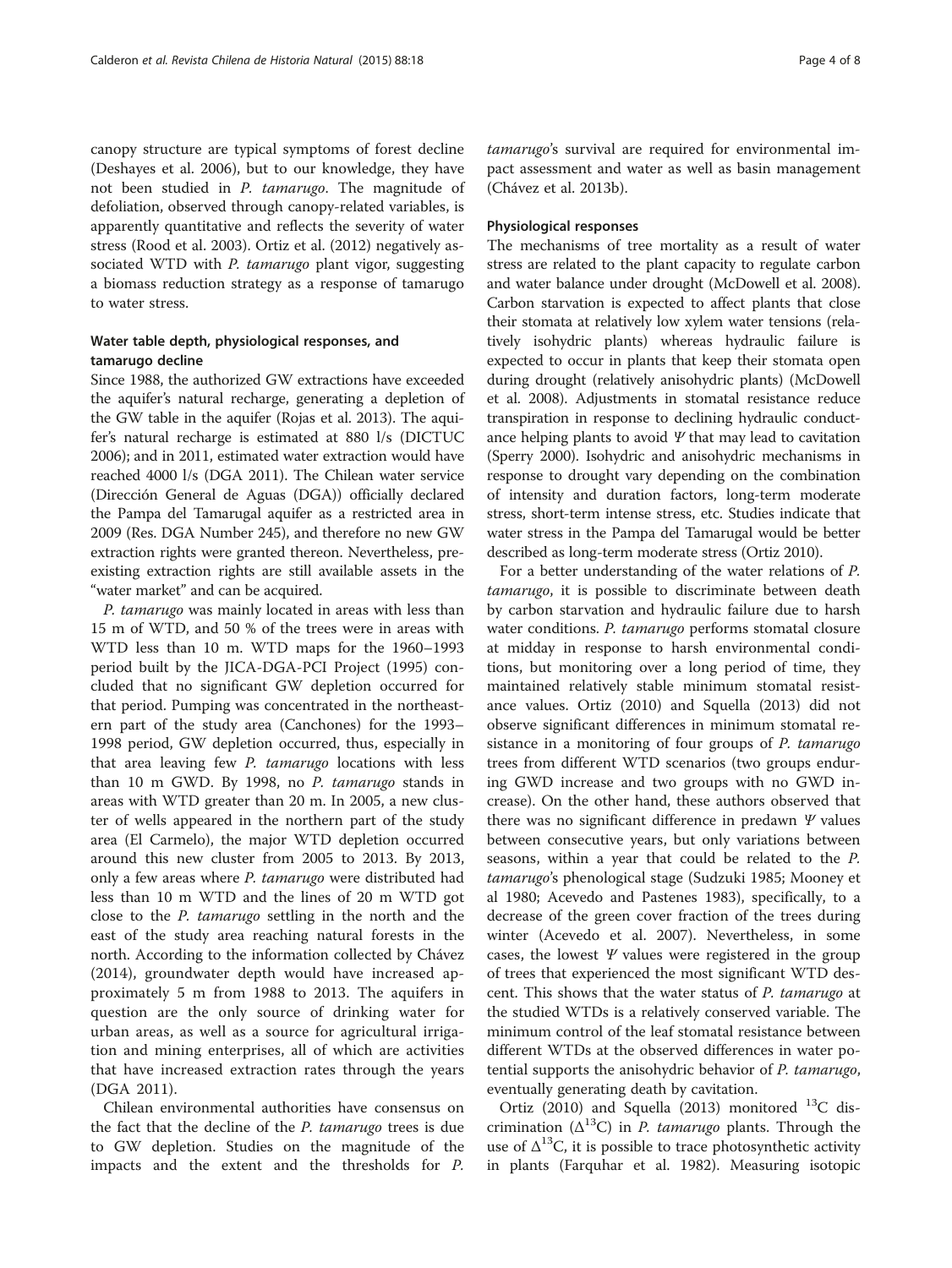canopy structure are typical symptoms of forest decline (Deshayes et al. 2006), but to our knowledge, they have not been studied in *P. tamarugo*. The magnitude of defoliation, observed through canopy-related variables, is apparently quantitative and reflects the severity of water stress (Rood et al. 2003). Ortiz et al. (2012) negatively associated WTD with *P. tamarugo* plant vigor, suggesting a biomass reduction strategy as a response of tamarugo to water stress.

### Water table depth, physiological responses, and tamarugo decline

Since 1988, the authorized GW extractions have exceeded the aquifer's natural recharge, generating a depletion of the GW table in the aquifer (Rojas et al. 2013). The aquifer's natural recharge is estimated at 880 l/s (DICTUC 2006); and in 2011, estimated water extraction would have reached 4000 l/s (DGA 2011). The Chilean water service (Dirección General de Aguas (DGA)) officially declared the Pampa del Tamarugal aquifer as a restricted area in 2009 (Res. DGA Number 245), and therefore no new GW extraction rights were granted thereon. Nevertheless, pre-existing extraction rights are still available assets in the "water market" and can be acquired.

*P. tamarugo* was mainly located in areas with less than 15 m of WTD, and 50 % of the trees were in areas with WTD less than 10 m. WTD maps for the 1960–1993 period built by the JICA-DGA-PCI Project (1995) concluded that no significant GW depletion occurred for that period. Pumping was concentrated in the northeastern part of the study area (Canchones) for the 1993–1998 period, GW depletion occurred, thus, especially in that area leaving few *P. tamarugo* locations with less than 10 m GWD. By 1998, no *P. tamarugo* stands in areas with WTD greater than 20 m. In 2005, a new cluster of wells appeared in the northern part of the study area (El Carmelo), the major WTD depletion occurred around this new cluster from 2005 to 2013. By 2013, only a few areas where *P. tamarugo* were distributed had less than 10 m WTD and the lines of 20 m WTD got close to the *P. tamarugo* settling in the north and the east of the study area reaching natural forests in the north. According to the information collected by Chávez (2014), groundwater depth would have increased approximately 5 m from 1988 to 2013. The aquifers in question are the only source of drinking water for urban areas, as well as a source for agricultural irrigation and mining enterprises, all of which are activities that have increased extraction rates through the years (DGA 2011).

Chilean environmental authorities have consensus on the fact that the decline of the *P. tamarugo* trees is due to GW depletion. Studies on the magnitude of the impacts and the extent and the thresholds for *P. tamarugo*'s survival are required for environmental impact assessment and water as well as basin management (Chávez et al. 2013b).

#### Physiological responses

The mechanisms of tree mortality as a result of water stress are related to the plant capacity to regulate carbon and water balance under drought (McDowell et al. 2008). Carbon starvation is expected to affect plants that close their stomata at relatively low xylem water tensions (relatively isohydric plants) whereas hydraulic failure is expected to occur in plants that keep their stomata open during drought (relatively anisohydric plants) (McDowell et al. 2008). Adjustments in stomatal resistance reduce transpiration in response to declining hydraulic conductance helping plants to avoid $\Psi$ that may lead to cavitation (Sperry 2000). Isohydric and anisohydric mechanisms in response to drought vary depending on the combination of intensity and duration factors, long-term moderate stress, short-term intense stress, etc. Studies indicate that water stress in the Pampa del Tamarugal would be better described as long-term moderate stress (Ortiz 2010).

For a better understanding of the water relations of *P. tamarugo*, it is possible to discriminate between death by carbon starvation and hydraulic failure due to harsh water conditions. *P. tamarugo* performs stomatal closure at midday in response to harsh environmental conditions, but monitoring over a long period of time, they maintained relatively stable minimum stomatal resistance values. Ortiz (2010) and Squella (2013) did not observe significant differences in minimum stomatal resistance in a monitoring of four groups of *P. tamarugo* trees from different WTD scenarios (two groups enduring GWD increase and two groups with no GWD increase). On the other hand, these authors observed that there was no significant difference in predawn $\Psi$ values between consecutive years, but only variations between seasons, within a year that could be related to the *P. tamarugo*'s phenological stage (Sudzuki 1985; Mooney et al 1980; Acevedo and Pastenes 1983), specifically, to a decrease of the green cover fraction of the trees during winter (Acevedo et al. 2007). Nevertheless, in some cases, the lowest $\Psi$ values were registered in the group of trees that experienced the most significant WTD descent. This shows that the water status of *P. tamarugo* at the studied WTDs is a relatively conserved variable. The minimum control of the leaf stomatal resistance between different WTDs at the observed differences in water potential supports the anisohydric behavior of *P. tamarugo*, eventually generating death by cavitation.

Ortiz (2010) and Squella (2013) monitored $^{13}C$ discrimination ($\Delta^{13}C$) in *P. tamarugo* plants. Through the use of $\Delta^{13}C$, it is possible to trace photosynthetic activity in plants (Farquhar et al. 1982). Measuring isotopic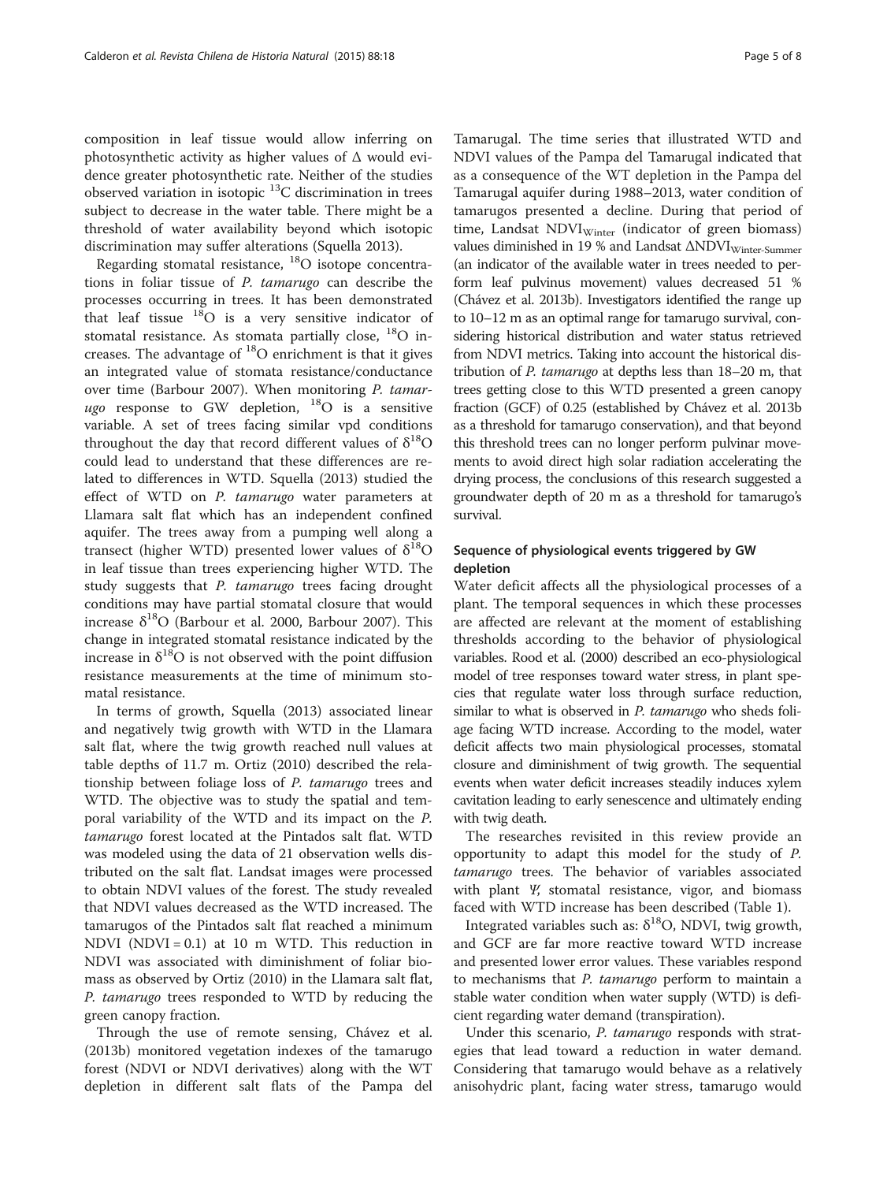composition in leaf tissue would allow inferring on photosynthetic activity as higher values of Δ would evidence greater photosynthetic rate. Neither of the studies observed variation in isotopic $^{13}C$ discrimination in trees subject to decrease in the water table. There might be a threshold of water availability beyond which isotopic discrimination may suffer alterations (Squella 2013).

Regarding stomatal resistance, $^{18}O$ isotope concentrations in foliar tissue of *P. tamarugo* can describe the processes occurring in trees. It has been demonstrated that leaf tissue $^{18}O$ is a very sensitive indicator of stomatal resistance. As stomata partially close, $^{18}O$ increases. The advantage of $^{18}O$ enrichment is that it gives an integrated value of stomata resistance/conductance over time (Barbour 2007). When monitoring *P. tamarugo* response to GW depletion, $^{18}O$ is a sensitive variable. A set of trees facing similar vpd conditions throughout the day that record different values of $\delta^{18}O$ could lead to understand that these differences are related to differences in WTD. Squella (2013) studied the effect of WTD on *P. tamarugo* water parameters at Llamara salt flat which has an independent confined aquifer. The trees away from a pumping well along a transect (higher WTD) presented lower values of $\delta^{18}O$ in leaf tissue than trees experiencing higher WTD. The study suggests that *P. tamarugo* trees facing drought conditions may have partial stomatal closure that would increase $\delta^{18}O$ (Barbour et al. 2000, Barbour 2007). This change in integrated stomatal resistance indicated by the increase in $\delta^{18}O$ is not observed with the point diffusion resistance measurements at the time of minimum stomatal resistance.

In terms of growth, Squella (2013) associated linear and negatively twig growth with WTD in the Llamara salt flat, where the twig growth reached null values at table depths of 11.7 m. Ortiz (2010) described the relationship between foliage loss of *P. tamarugo* trees and WTD. The objective was to study the spatial and temporal variability of the WTD and its impact on the *P. tamarugo* forest located at the Pintados salt flat. WTD was modeled using the data of 21 observation wells distributed on the salt flat. Landsat images were processed to obtain NDVI values of the forest. The study revealed that NDVI values decreased as the WTD increased. The tamarugos of the Pintados salt flat reached a minimum NDVI (NDVI = 0.1) at 10 m WTD. This reduction in NDVI was associated with diminishment of foliar biomass as observed by Ortiz (2010) in the Llamara salt flat, *P. tamarugo* trees responded to WTD by reducing the green canopy fraction.

Through the use of remote sensing, Chávez et al. (2013b) monitored vegetation indexes of the tamarugo forest (NDVI or NDVI derivatives) along with the WT depletion in different salt flats of the Pampa del Tamarugal. The time series that illustrated WTD and NDVI values of the Pampa del Tamarugal indicated that as a consequence of the WT depletion in the Pampa del Tamarugal aquifer during 1988–2013, water condition of tamarugos presented a decline. During that period of time, Landsat $NDVI_{Winter}$ (indicator of green biomass) values diminished in 19 % and Landsat $\Delta NDVI_{Winter-Summer}$ (an indicator of the available water in trees needed to perform leaf pulvinus movement) values decreased 51 % (Chávez et al. 2013b). Investigators identified the range up to 10–12 m as an optimal range for tamarugo survival, considering historical distribution and water status retrieved from NDVI metrics. Taking into account the historical distribution of *P. tamarugo* at depths less than 18–20 m, that trees getting close to this WTD presented a green canopy fraction (GCF) of 0.25 (established by Chávez et al. 2013b as a threshold for tamarugo conservation), and that beyond this threshold trees can no longer perform pulvinar movements to avoid direct high solar radiation accelerating the drying process, the conclusions of this research suggested a groundwater depth of 20 m as a threshold for tamarugo's survival.

## Sequence of physiological events triggered by GW depletion

Water deficit affects all the physiological processes of a plant. The temporal sequences in which these processes are affected are relevant at the moment of establishing thresholds according to the behavior of physiological variables. Rood et al. (2000) described an eco-physiological model of tree responses toward water stress, in plant species that regulate water loss through surface reduction, similar to what is observed in *P. tamarugo* who sheds foliage facing WTD increase. According to the model, water deficit affects two main physiological processes, stomatal closure and diminishment of twig growth. The sequential events when water deficit increases steadily induces xylem cavitation leading to early senescence and ultimately ending with twig death.

The researches revisited in this review provide an opportunity to adapt this model for the study of *P. tamarugo* trees. The behavior of variables associated with plant $\Psi$, stomatal resistance, vigor, and biomass faced with WTD increase has been described (Table 1).

Integrated variables such as: $\delta^{18}O$, NDVI, twig growth, and GCF are far more reactive toward WTD increase and presented lower error values. These variables respond to mechanisms that *P. tamarugo* perform to maintain a stable water condition when water supply (WTD) is deficient regarding water demand (transpiration).

Under this scenario, *P. tamarugo* responds with strategies that lead toward a reduction in water demand. Considering that tamarugo would behave as a relatively anisohydric plant, facing water stress, tamarugo would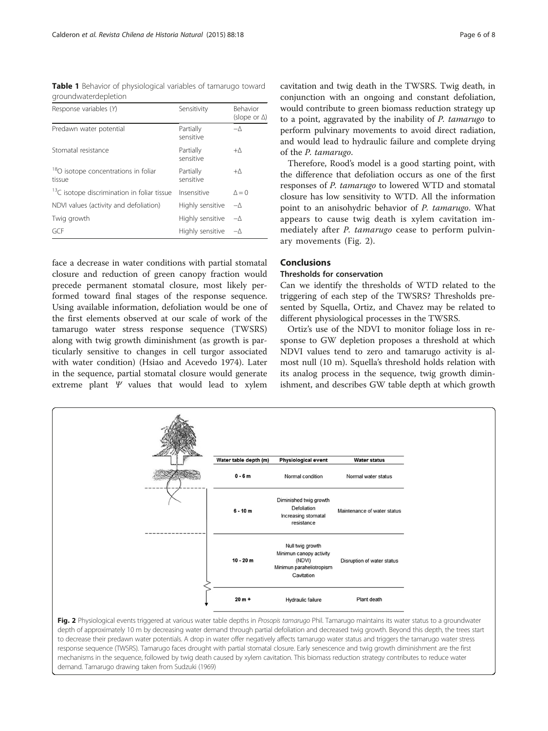**Table 1** Behavior of physiological variables of tamarugo toward groundwaterdepletion

| Response variables (*Y*) | Sensitivity | Behavior (slope or Δ) |
|---|---|---|
| Predawn water potential | Partially sensitive | −Δ |
| Stomatal resistance | Partially sensitive | +Δ |
| $^{18}O$ isotope concentrations in foliar tissue | Partially sensitive | +Δ |
| $^{13}C$ isotope discrimination in foliar tissue | Insensitive | Δ = 0 |
| NDVI values (activity and defoliation) | Highly sensitive | −Δ |
| Twig growth | Highly sensitive | −Δ |
| GCF | Highly sensitive | −Δ |

face a decrease in water conditions with partial stomatal closure and reduction of green canopy fraction would precede permanent stomatal closure, most likely performed toward final stages of the response sequence. Using available information, defoliation would be one of the first elements observed at our scale of work of the tamarugo water stress response sequence (TWSRS) along with twig growth diminishment (as growth is particularly sensitive to changes in cell turgor associated with water condition) (Hsiao and Acevedo 1974). Later in the sequence, partial stomatal closure would generate extreme plant $\Psi$ values that would lead to xylem cavitation and twig death in the TWSRS. Twig death, in conjunction with an ongoing and constant defoliation, would contribute to green biomass reduction strategy up to a point, aggravated by the inability of *P. tamarugo* to perform pulvinary movements to avoid direct radiation, and would lead to hydraulic failure and complete drying of the *P. tamarugo*.

Therefore, Rood's model is a good starting point, with the difference that defoliation occurs as one of the first responses of *P. tamarugo* to lowered WTD and stomatal closure has low sensitivity to WTD. All the information point to an anisohydric behavior of *P. tamarugo*. What appears to cause twig death is xylem cavitation immediately after *P. tamarugo* cease to perform pulvinary movements (Fig. 2).

## Conclusions

### Thresholds for conservation

Can we identify the thresholds of WTD related to the triggering of each step of the TWSRS? Thresholds presented by Squella, Ortiz, and Chavez may be related to different physiological processes in the TWSRS.

Ortiz's use of the NDVI to monitor foliage loss in response to GW depletion proposes a threshold at which NDVI values tend to zero and tamarugo activity is almost null (10 m). Squella's threshold holds relation with its analog process in the sequence, twig growth diminishment, and describes GW table depth at which growth

| Water table depth (m) | Physiological event | Water status |
|---|---|---|
| 0 - 6 m | Normal condition | Normal water status |
| 6 - 10 m | Diminished twig growth Defoliation Increasing stomatal resistance | Maintenance of water status |
| 10 - 20 m | Null twig growth Minimun canopy activity (NDVI) Minimun paraheliotropism Cavitation | Disruption of water status |
| 20 m + | Hydraulic failure | Plant death |

**Fig. 2** Physiological events triggered at various water table depths in *Prosopis tamarugo* Phil. Tamarugo maintains its water status to a groundwater depth of approximately 10 m by decreasing water demand through partial defoliation and decreased twig growth. Beyond this depth, the trees start to decrease their predawn water potentials. A drop in water offer negatively affects tamarugo water status and triggers the tamarugo water stress response sequence (TWSRS). Tamarugo faces drought with partial stomatal closure. Early senescence and twig growth diminishment are the first mechanisms in the sequence, followed by twig death caused by xylem cavitation. This biomass reduction strategy contributes to reduce water demand. Tamarugo drawing taken from Sudzuki (1969)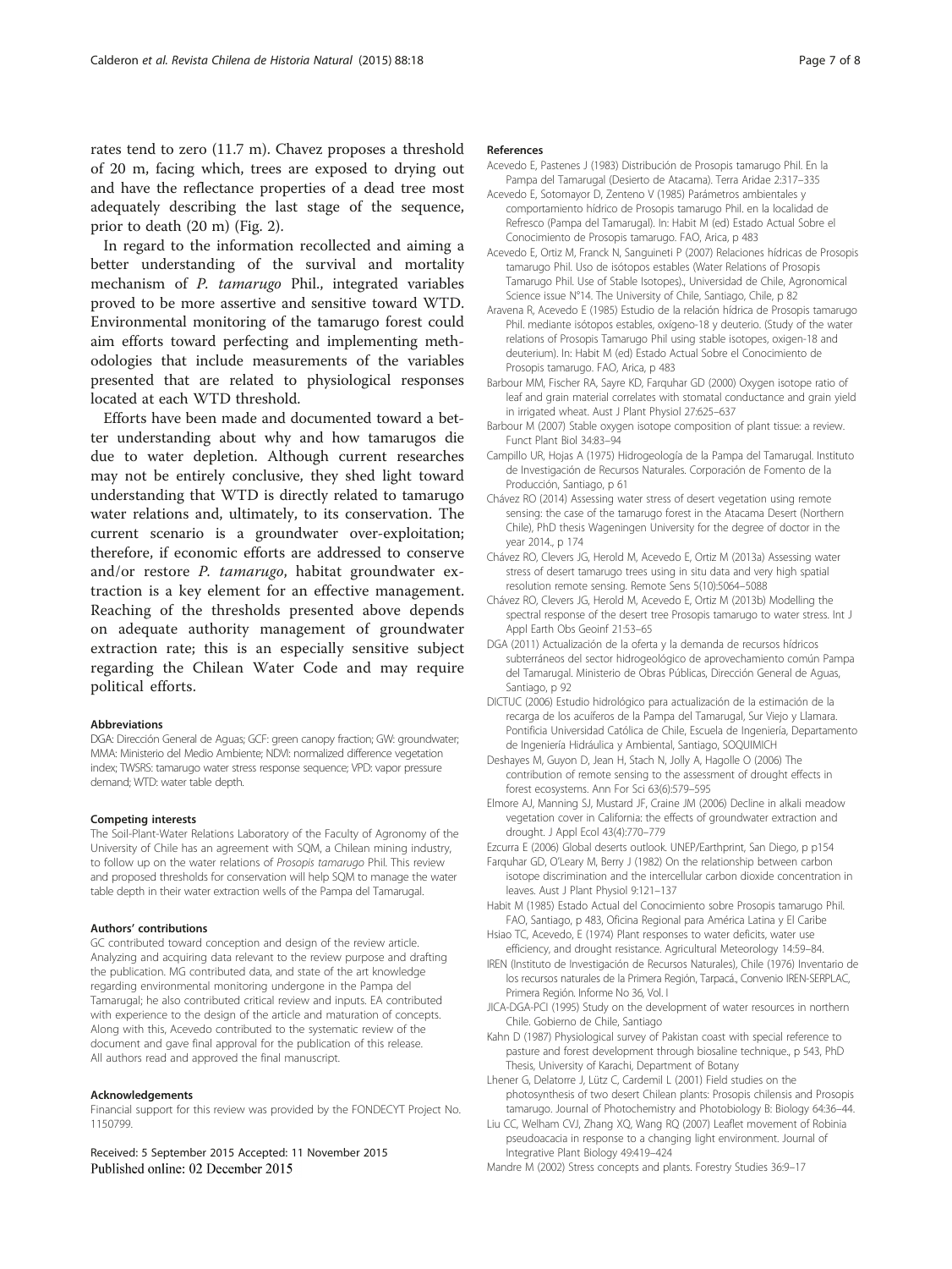rates tend to zero (11.7 m). Chavez proposes a threshold of 20 m, facing which, trees are exposed to drying out and have the reflectance properties of a dead tree most adequately describing the last stage of the sequence, prior to death (20 m) (Fig. 2).

In regard to the information recollected and aiming a better understanding of the survival and mortality mechanism of *P. tamarugo* Phil., integrated variables proved to be more assertive and sensitive toward WTD. Environmental monitoring of the tamarugo forest could aim efforts toward perfecting and implementing methodologies that include measurements of the variables presented that are related to physiological responses located at each WTD threshold.

Efforts have been made and documented toward a better understanding about why and how tamarugos die due to water depletion. Although current researches may not be entirely conclusive, they shed light toward understanding that WTD is directly related to tamarugo water relations and, ultimately, to its conservation. The current scenario is a groundwater over-exploitation; therefore, if economic efforts are addressed to conserve and/or restore *P. tamarugo*, habitat groundwater extraction is a key element for an effective management. Reaching of the thresholds presented above depends on adequate authority management of groundwater extraction rate; this is an especially sensitive subject regarding the Chilean Water Code and may require political efforts.

#### Abbreviations

DGA: Dirección General de Aguas; GCF: green canopy fraction; GW: groundwater; MMA: Ministerio del Medio Ambiente; NDVI: normalized difference vegetation index; TWSRS: tamarugo water stress response sequence; VPD: vapor pressure demand; WTD: water table depth.

#### Competing interests

The Soil-Plant-Water Relations Laboratory of the Faculty of Agronomy of the University of Chile has an agreement with SQM, a Chilean mining industry, to follow up on the water relations of *Prosopis tamarugo* Phil. This review and proposed thresholds for conservation will help SQM to manage the water table depth in their water extraction wells of the Pampa del Tamarugal.

#### Authors' contributions

GC contributed toward conception and design of the review article. Analyzing and acquiring data relevant to the review purpose and drafting the publication. MG contributed data, and state of the art knowledge regarding environmental monitoring undergone in the Pampa del Tamarugal; he also contributed critical review and inputs. EA contributed with experience to the design of the article and maturation of concepts. Along with this, Acevedo contributed to the systematic review of the document and gave final approval for the publication of this release. All authors read and approved the final manuscript.

#### Acknowledgements

Financial support for this review was provided by the FONDECYT Project No. 1150799.

Received: 5 September 2015 Accepted: 11 November 2015
Published online: 02 December 2015

#### References

Acevedo E, Pastenes J (1983) Distribución de Prosopis tamarugo Phil. En la Pampa del Tamarugal (Desierto de Atacama). Terra Aridae 2:317–335

Acevedo E, Sotomayor D, Zenteno V (1985) Parámetros ambientales y comportamiento hídrico de Prosopis tamarugo Phil. en la localidad de Refresco (Pampa del Tamarugal). In: Habit M (ed) Estado Actual Sobre el Conocimiento de Prosopis tamarugo. FAO, Arica, p 483

Acevedo E, Ortiz M, Franck N, Sanguineti P (2007) Relaciones hídricas de Prosopis tamarugo Phil. Uso de isótopos estables (Water Relations of Prosopis Tamarugo Phil. Use of Stable Isotopes)., Universidad de Chile, Agronomical Science issue N°14. The University of Chile, Santiago, Chile, p 82

Aravena R, Acevedo E (1985) Estudio de la relación hídrica de Prosopis tamarugo Phil. mediante isótopos estables, oxígeno-18 y deuterio. (Study of the water relations of Prosopis Tamarugo Phil using stable isotopes, oxigen-18 and deuterium). In: Habit M (ed) Estado Actual Sobre el Conocimiento de Prosopis tamarugo. FAO, Arica, p 483

Barbour MM, Fischer RA, Sayre KD, Farquhar GD (2000) Oxygen isotope ratio of leaf and grain material correlates with stomatal conductance and grain yield in irrigated wheat. Aust J Plant Physiol 27:625–637

Barbour M (2007) Stable oxygen isotope composition of plant tissue: a review. Funct Plant Biol 34:83–94

Campillo UR, Hojas A (1975) Hidrogeología de la Pampa del Tamarugal. Instituto de Investigación de Recursos Naturales. Corporación de Fomento de la Producción, Santiago, p 61

Chávez RO (2014) Assessing water stress of desert vegetation using remote sensing: the case of the tamarugo forest in the Atacama Desert (Northern Chile), PhD thesis Wageningen University for the degree of doctor in the year 2014., p 174

Chávez RO, Clevers JG, Herold M, Acevedo E, Ortiz M (2013a) Assessing water stress of desert tamarugo trees using in situ data and very high spatial resolution remote sensing. Remote Sens 5(10):5064–5088

Chávez RO, Clevers JG, Herold M, Acevedo E, Ortiz M (2013b) Modelling the spectral response of the desert tree Prosopis tamarugo to water stress. Int J Appl Earth Obs Geoinf 21:53–65

DGA (2011) Actualización de la oferta y la demanda de recursos hídricos subterráneos del sector hidrogeológico de aprovechamiento común Pampa del Tamarugal. Ministerio de Obras Públicas, Dirección General de Aguas, Santiago, p 92

DICTUC (2006) Estudio hidrológico para actualización de la estimación de la recarga de los acuíferos de la Pampa del Tamarugal, Sur Viejo y Llamara. Pontificia Universidad Católica de Chile, Escuela de Ingeniería, Departamento de Ingeniería Hidráulica y Ambiental, Santiago, SOQUIMICH

Deshayes M, Guyon D, Jean H, Stach N, Jolly A, Hagolle O (2006) The contribution of remote sensing to the assessment of drought effects in forest ecosystems. Ann For Sci 63(6):579–595

Elmore AJ, Manning SJ, Mustard JF, Craine JM (2006) Decline in alkali meadow vegetation cover in California: the effects of groundwater extraction and drought. J Appl Ecol 43(4):770–779

Ezcurra E (2006) Global deserts outlook. UNEP/Earthprint, San Diego, p p154

Farquhar GD, O'Leary M, Berry J (1982) On the relationship between carbon isotope discrimination and the intercellular carbon dioxide concentration in leaves. Aust J Plant Physiol 9:121–137

Habit M (1985) Estado Actual del Conocimiento sobre Prosopis tamarugo Phil. FAO, Santiago, p 483, Oficina Regional para América Latina y El Caribe

Hsiao TC, Acevedo, E (1974) Plant responses to water deficits, water use efficiency, and drought resistance. Agricultural Meteorology 14:59–84.

IREN (Instituto de Investigación de Recursos Naturales), Chile (1976) Inventario de los recursos naturales de la Primera Región, Tarpacá., Convenio IREN-SERPLAC, Primera Región. Informe No 36, Vol. I

JICA-DGA-PCI (1995) Study on the development of water resources in northern Chile. Gobierno de Chile, Santiago

Kahn D (1987) Physiological survey of Pakistan coast with special reference to pasture and forest development through biosaline technique., p 543, PhD Thesis, University of Karachi, Department of Botany

Lhener G, Delatorre J, Lütz C, Cardemil L (2001) Field studies on the photosynthesis of two desert Chilean plants: Prosopis chilensis and Prosopis tamarugo. Journal of Photochemistry and Photobiology B: Biology 64:36–44.

Liu CC, Welham CVJ, Zhang XQ, Wang RQ (2007) Leaflet movement of Robinia pseudoacacia in response to a changing light environment. Journal of Integrative Plant Biology 49:419–424

Mandre M (2002) Stress concepts and plants. Forestry Studies 36:9–17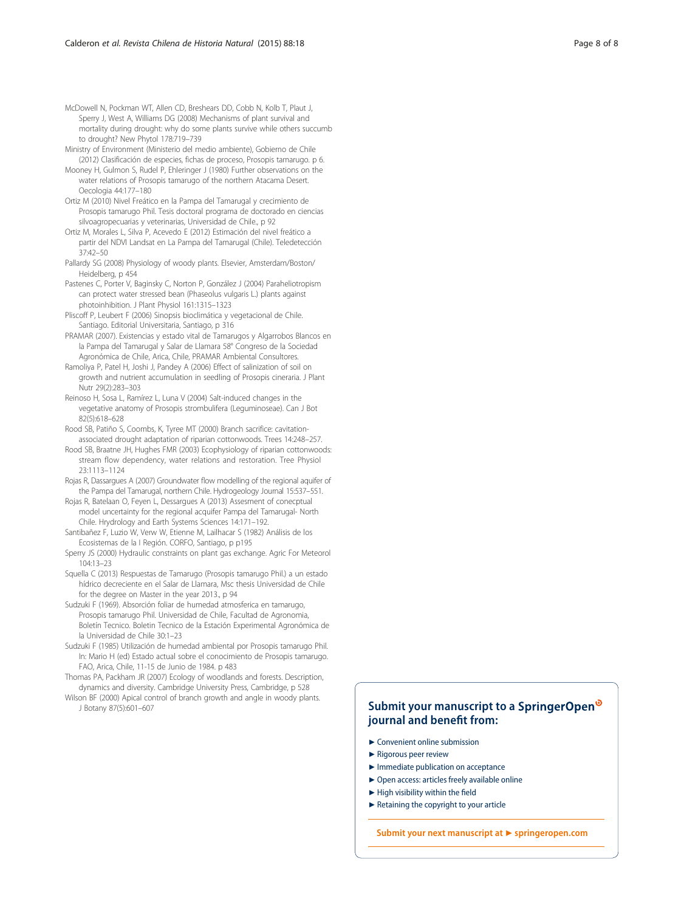McDowell N, Pockman WT, Allen CD, Breshears DD, Cobb N, Kolb T, Plaut J, Sperry J, West A, Williams DG (2008) Mechanisms of plant survival and mortality during drought: why do some plants survive while others succumb to drought? New Phytol 178:719–739

Ministry of Environment (Ministerio del medio ambiente), Gobierno de Chile (2012) Clasificación de especies, fichas de proceso, Prosopis tamarugo. p 6.

Mooney H, Gulmon S, Rudel P, Ehleringer J (1980) Further observations on the water relations of Prosopis tamarugo of the northern Atacama Desert. Oecologia 44:177–180

Ortiz M (2010) Nivel Freático en la Pampa del Tamarugal y crecimiento de Prosopis tamarugo Phil. Tesis doctoral programa de doctorado en ciencias silvoagropecuarias y veterinarias, Universidad de Chile., p 92

Ortiz M, Morales L, Silva P, Acevedo E (2012) Estimación del nivel freático a partir del NDVI Landsat en La Pampa del Tamarugal (Chile). Teledetección 37:42–50

Pallardy SG (2008) Physiology of woody plants. Elsevier, Amsterdam/Boston/Heidelberg, p 454

Pastenes C, Porter V, Baginsky C, Norton P, González J (2004) Paraheliotropism can protect water stressed bean (Phaseolus vulgaris L.) plants against photoinhibition. J Plant Physiol 161:1315–1323

Pliscoff P, Leubert F (2006) Sinopsis bioclimática y vegetacional de Chile. Santiago. Editorial Universitaria, Santiago, p 316

PRAMAR (2007). Existencias y estado vital de Tamarugos y Algarrobos Blancos en la Pampa del Tamarugal y Salar de Llamara 58° Congreso de la Sociedad Agronómica de Chile, Arica, Chile, PRAMAR Ambiental Consultores.

Ramoliya P, Patel H, Joshi J, Pandey A (2006) Effect of salinization of soil on growth and nutrient accumulation in seedling of Prosopis cineraria. J Plant Nutr 29(2):283–303

Reinoso H, Sosa L, Ramírez L, Luna V (2004) Salt-induced changes in the vegetative anatomy of Prosopis strombulifera (Leguminoseae). Can J Bot 82(5):618–628

Rood SB, Patiño S, Coombs, K, Tyree MT (2000) Branch sacrifice: cavitation-associated drought adaptation of riparian cottonwoods. Trees 14:248–257.

Rood SB, Braatne JH, Hughes FMR (2003) Ecophysiology of riparian cottonwoods: stream flow dependency, water relations and restoration. Tree Physiol 23:1113–1124

Rojas R, Dassargues A (2007) Groundwater flow modelling of the regional aquifer of the Pampa del Tamarugal, northern Chile. Hydrogeology Journal 15:537–551.

Rojas R, Batelaan O, Feyen L, Dessargues A (2013) Assesment of conecptual model uncertainty for the regional acquifer Pampa del Tamarugal- North Chile. Hydrology and Earth Systems Sciences 14:171–192.

Santibañez F, Luzio W, Verw W, Etienne M, Lailhacar S (1982) Análisis de los Ecosistemas de la I Región. CORFO, Santiago, p p195

Sperry JS (2000) Hydraulic constraints on plant gas exchange. Agric For Meteorol 104:13–23

Squella C (2013) Respuestas de Tamarugo (Prosopis tamarugo Phil.) a un estado hídrico decreciente en el Salar de Llamara, Msc thesis Universidad de Chile for the degree on Master in the year 2013., p 94

Sudzuki F (1969). Absorción foliar de humedad atmosferica en tamarugo, Prosopis tamarugo Phil. Universidad de Chile, Facultad de Agronomia, Boletín Tecnico. Boletin Tecnico de la Estación Experimental Agronómica de la Universidad de Chile 30:1–23

Sudzuki F (1985) Utilización de humedad ambiental por Prosopis tamarugo Phil. In: Mario H (ed) Estado actual sobre el conocimiento de Prosopis tamarugo. FAO, Arica, Chile, 11-15 de Junio de 1984. p 483

Thomas PA, Packham JR (2007) Ecology of woodlands and forests. Description, dynamics and diversity. Cambridge University Press, Cambridge, p 528

Wilson BF (2000) Apical control of branch growth and angle in woody plants. J Botany 87(5):601–607

**Submit your manuscript to a SpringerOpen journal and benefit from:**

- ► Convenient online submission
- ► Rigorous peer review
- ► Immediate publication on acceptance
- ► Open access: articles freely available online
- ► High visibility within the field
- ► Retaining the copyright to your article

**Submit your next manuscript at ► springeropen.com**